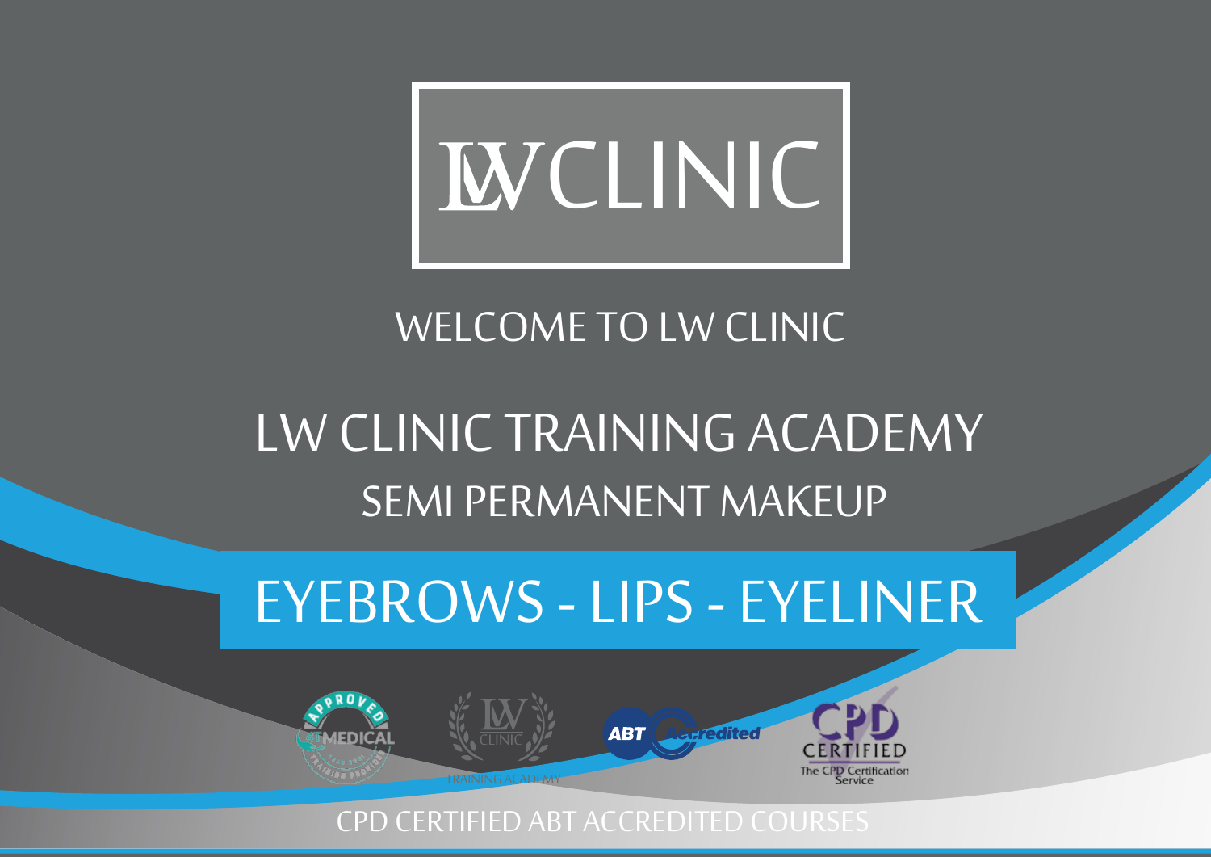# LW CLINIC

WELCOME TO LW CLINIC

## LW CLINIC TRAINING ACADEMY

### SEMI PERMANENT MAKEUP

## EYEBROWS - LIPS - EYELINER

APPROVED MEDICAL TRAINING PROVIDER

LW CLINIC TRAINING ACADEMY

ABT Accredited

CPD CERTIFIED The CPD Certification Service

CPD CERTIFIED ABT ACCREDITED COURSES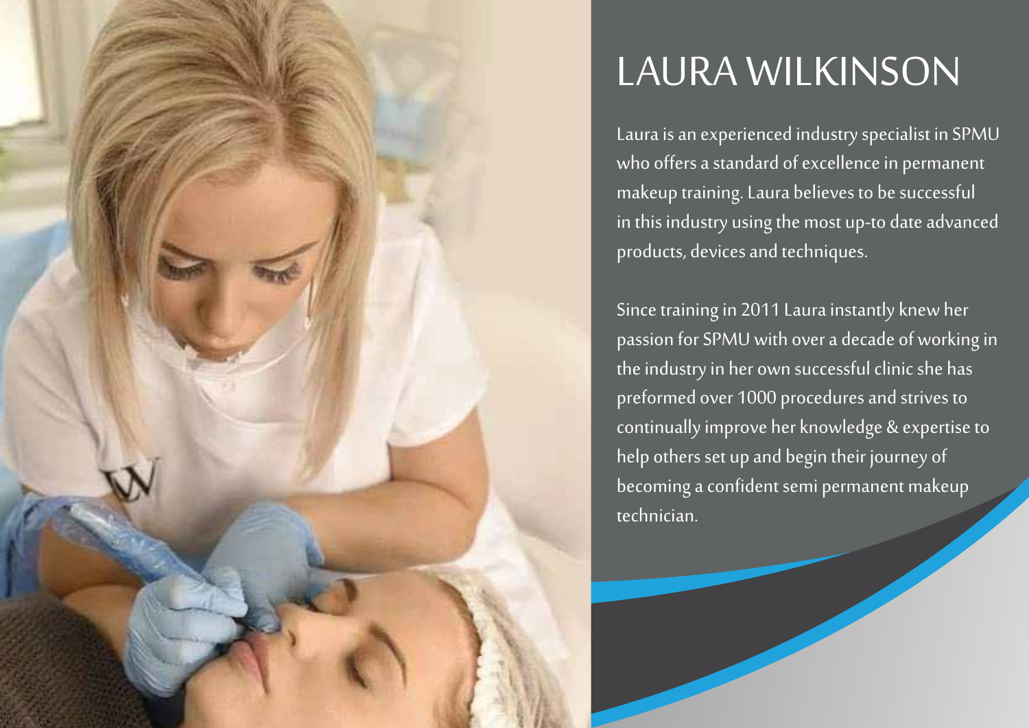# LAURA WILKINSON

Laura is an experienced industry specialist in SPMU who offers a standard of excellence in permanent makeup training. Laura believes to be successful in this industry using the most up-to date advanced products, devices and techniques.

Since training in 2011 Laura instantly knew her passion for SPMU with over a decade of working in the industry in her own successful clinic she has preformed over 1000 procedures and strives to continually improve her knowledge & expertise to help others set up and begin their journey of becoming a confident semi permanent makeup technician.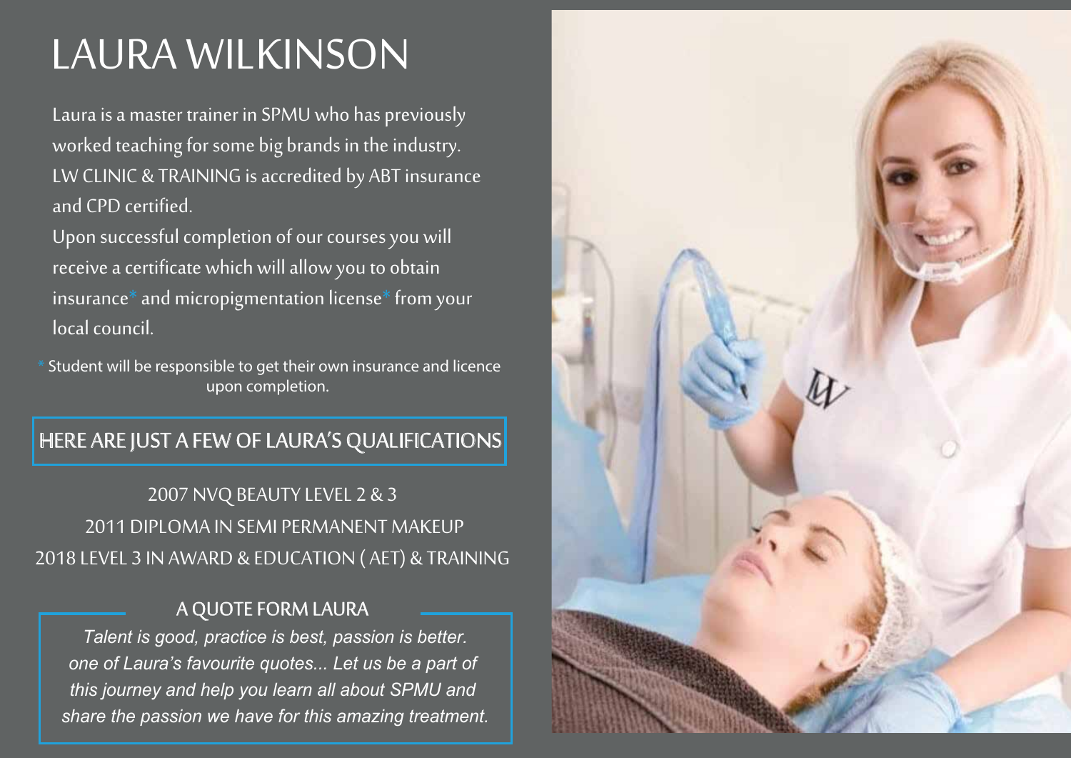# LAURA WILKINSON

Laura is a master trainer in SPMU who has previously worked teaching for some big brands in the industry. LW CLINIC & TRAINING is accredited by ABT insurance and CPD certified.

Upon successful completion of our courses you will receive a certificate which will allow you to obtain insurance* and micropigmentation license* from your local council.

* Student will be responsible to get their own insurance and licence upon completion.

## HERE ARE JUST A FEW OF LAURA'S QUALIFICATIONS

2007 NVQ BEAUTY LEVEL 2 & 3

2011 DIPLOMA IN SEMI PERMANENT MAKEUP

2018 LEVEL 3 IN AWARD & EDUCATION ( AET) & TRAINING

## A QUOTE FORM LAURA

*Talent is good, practice is best, passion is better. one of Laura's favourite quotes... Let us be a part of this journey and help you learn all about SPMU and share the passion we have for this amazing treatment.*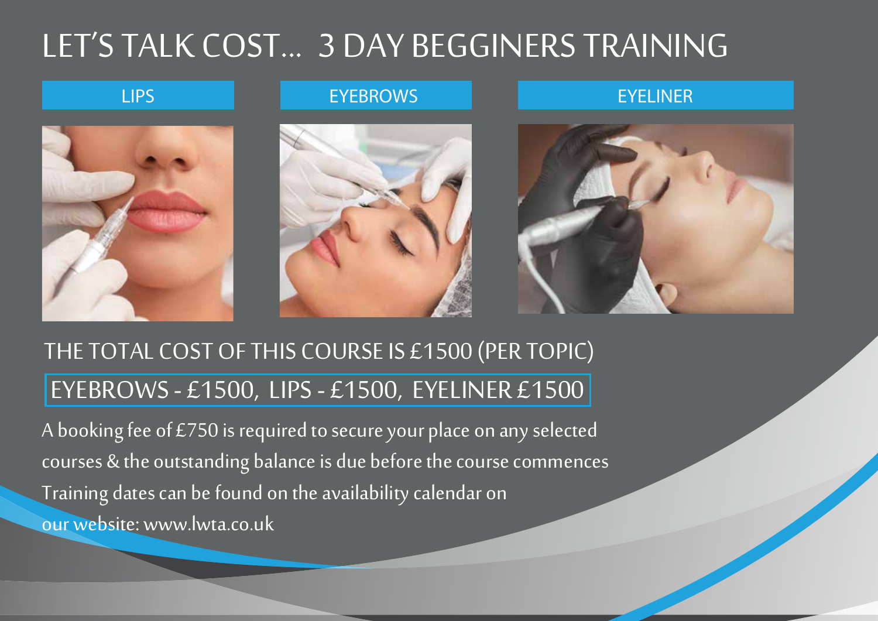# LET'S TALK COST... 3 DAY BEGGINERS TRAINING

LIPS

EYEBROWS

EYELINER

THE TOTAL COST OF THIS COURSE IS £1500 (PER TOPIC)

EYEBROWS - £1500, LIPS - £1500, EYELINER £1500

A booking fee of £750 is required to secure your place on any selected courses & the outstanding balance is due before the course commences

Training dates can be found on the availability calendar on our website: www.lwta.co.uk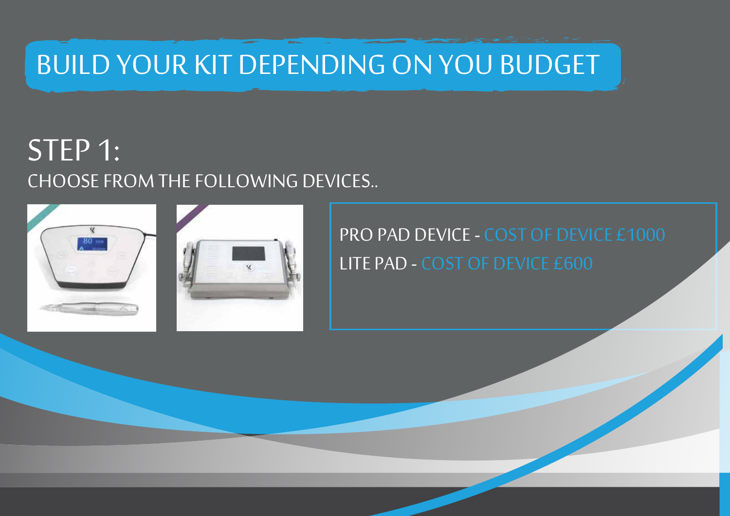# BUILD YOUR KIT DEPENDING ON YOU BUDGET

## STEP 1:

CHOOSE FROM THE FOLLOWING DEVICES..

PRO PAD DEVICE - COST OF DEVICE £1000

LITE PAD - COST OF DEVICE £600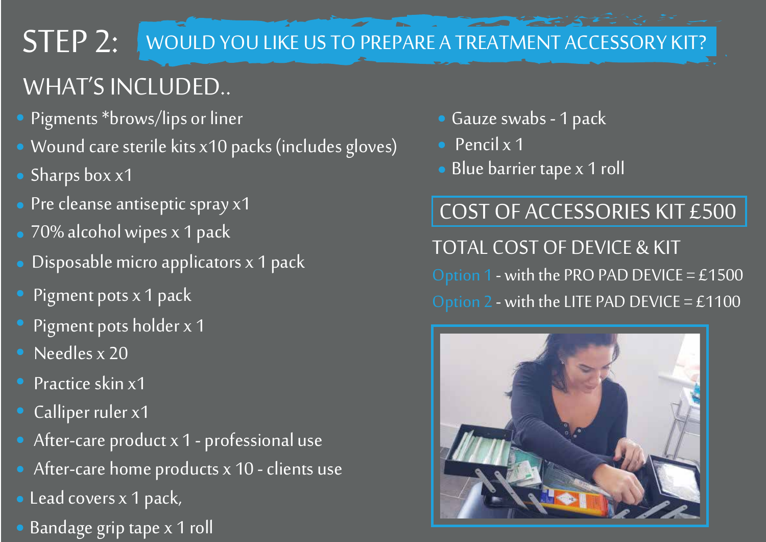# STEP 2: WOULD YOU LIKE US TO PREPARE A TREATMENT ACCESSORY KIT?

## WHAT'S INCLUDED..

- Pigments *brows/lips or liner
- Wound care sterile kits x10 packs (includes gloves)
- Sharps box x1
- Pre cleanse antiseptic spray x1
- 70% alcohol wipes x 1 pack
- Disposable micro applicators x 1 pack
- Pigment pots x 1 pack
- Pigment pots holder x 1
- Needles x 20
- Practice skin x1
- Calliper ruler x1
- After-care product x 1 - professional use
- After-care home products x 10 - clients use
- Lead covers x 1 pack,
- Bandage grip tape x 1 roll
- Gauze swabs - 1 pack
- Pencil x 1
- Blue barrier tape x 1 roll

**COST OF ACCESSORIES KIT £500**

TOTAL COST OF DEVICE & KIT

Option 1 - with the PRO PAD DEVICE = £1500

Option 2 - with the LITE PAD DEVICE = £1100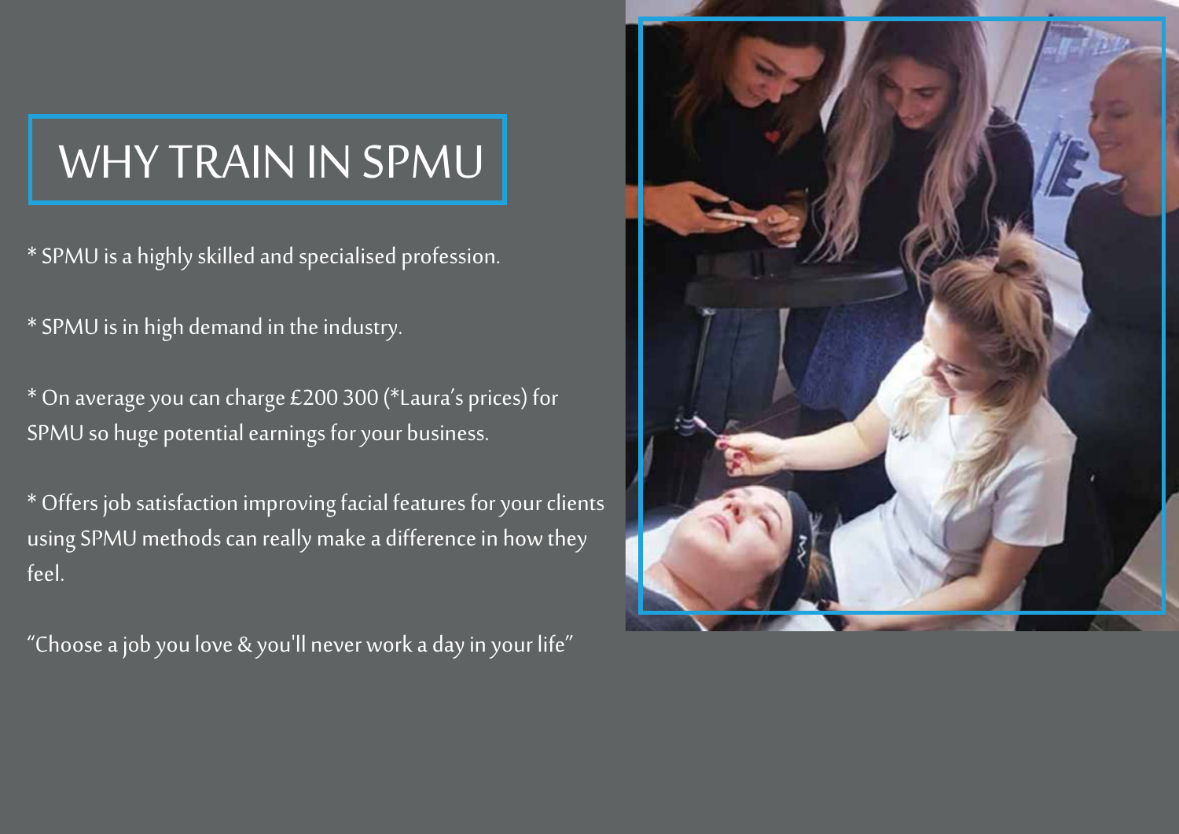# WHY TRAIN IN SPMU

* SPMU is a highly skilled and specialised profession.

* SPMU is in high demand in the industry.

* On average you can charge £200 300 (*Laura's prices) for SPMU so huge potential earnings for your business.

* Offers job satisfaction improving facial features for your clients using SPMU methods can really make a difference in how they feel.

"Choose a job you love & you'll never work a day in your life"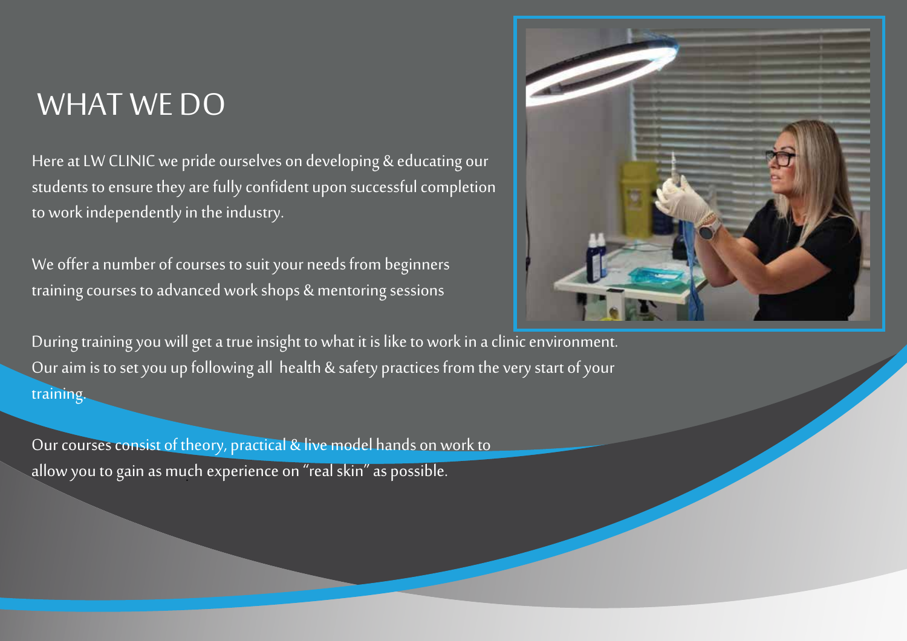# WHAT WE DO

Here at LW CLINIC we pride ourselves on developing & educating our students to ensure they are fully confident upon successful completion to work independently in the industry.

We offer a number of courses to suit your needs from beginners training courses to advanced work shops & mentoring sessions

During training you will get a true insight to what it is like to work in a clinic environment. Our aim is to set you up following all health & safety practices from the very start of your training.

Our courses consist of theory, practical & live model hands on work to allow you to gain as much experience on "real skin" as possible.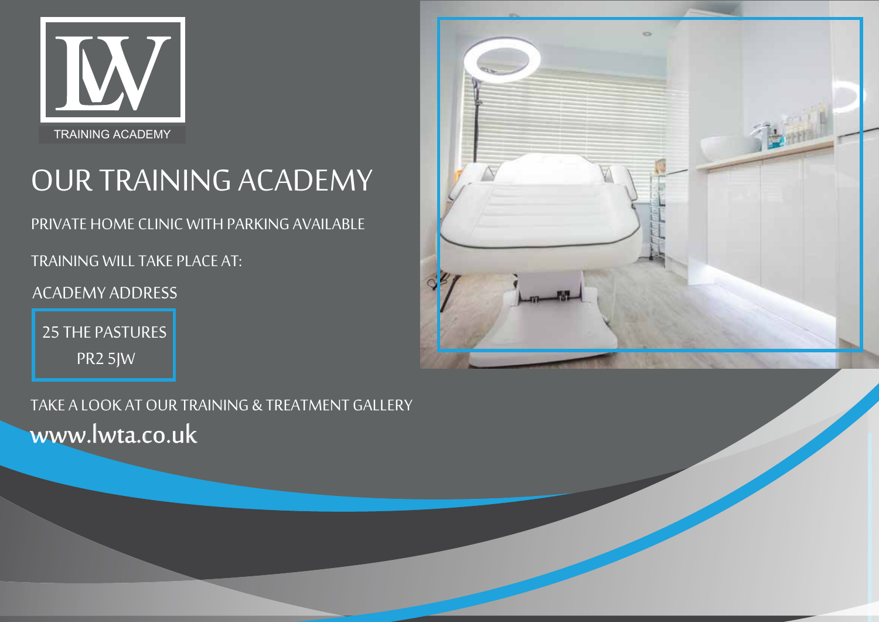LW TRAINING ACADEMY

# OUR TRAINING ACADEMY

PRIVATE HOME CLINIC WITH PARKING AVAILABLE

TRAINING WILL TAKE PLACE AT:

ACADEMY ADDRESS

25 THE PASTURES
PR2 5JW

TAKE A LOOK AT OUR TRAINING & TREATMENT GALLERY

www.lwta.co.uk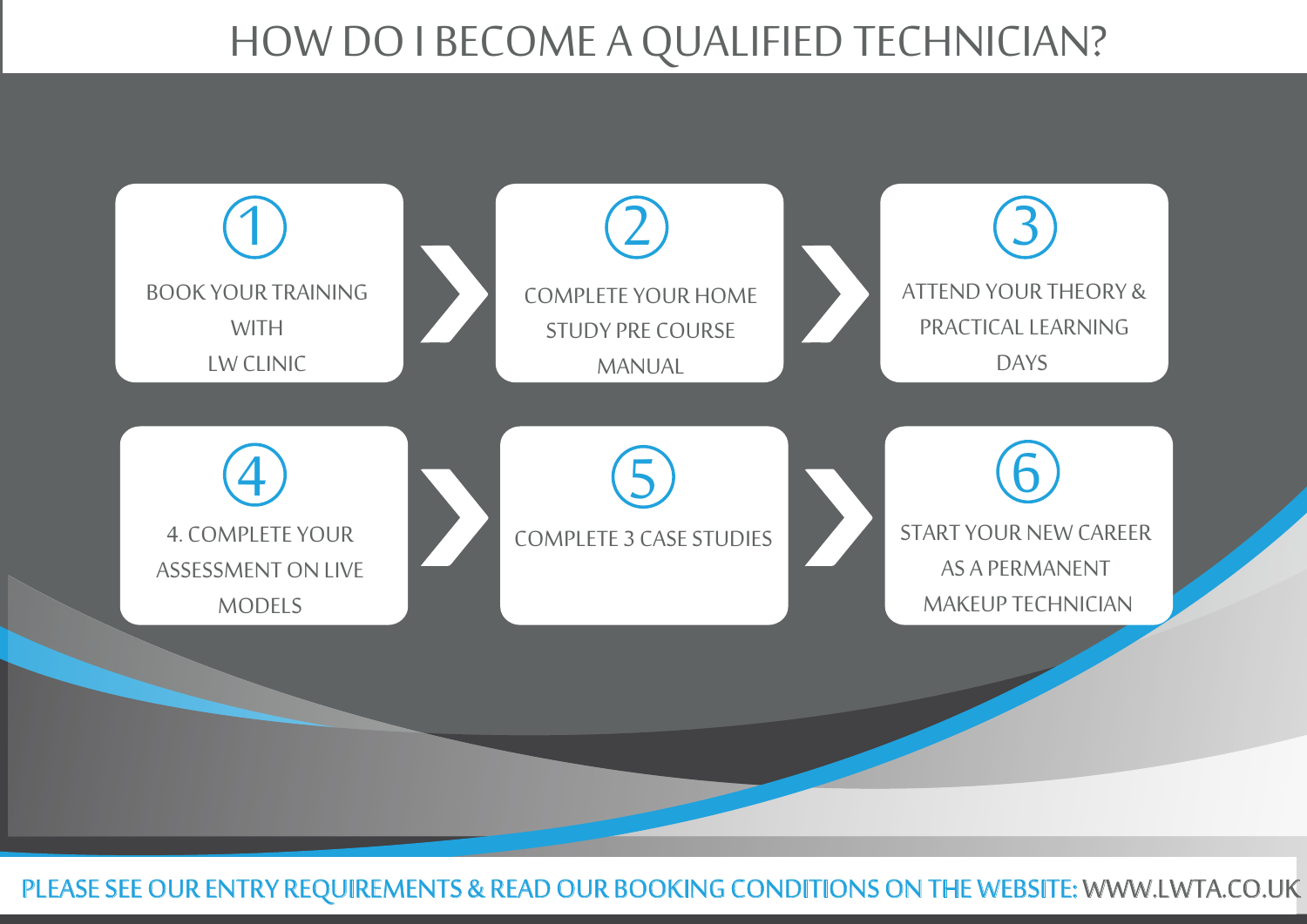# HOW DO I BECOME A QUALIFIED TECHNICIAN?

1. BOOK YOUR TRAINING WITH LW CLINIC
2. COMPLETE YOUR HOME STUDY PRE COURSE MANUAL
3. ATTEND YOUR THEORY & PRACTICAL LEARNING DAYS
4. 4. COMPLETE YOUR ASSESSMENT ON LIVE MODELS
5. COMPLETE 3 CASE STUDIES
6. START YOUR NEW CAREER AS A PERMANENT MAKEUP TECHNICIAN

PLEASE SEE OUR ENTRY REQUIREMENTS & READ OUR BOOKING CONDITIONS ON THE WEBSITE: WWW.LWTA.CO.UK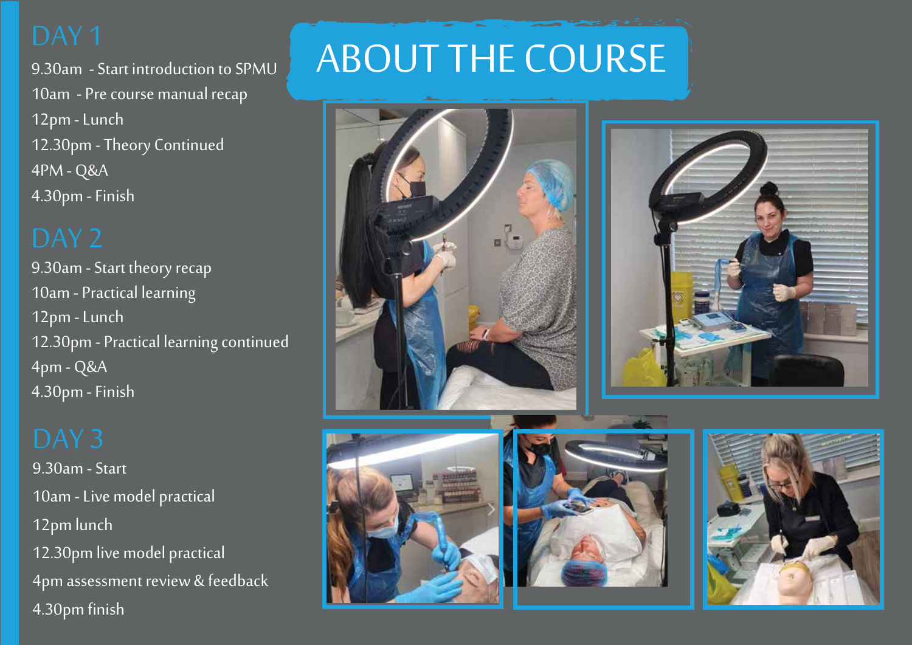# ABOUT THE COURSE

## DAY 1

9.30am - Start introduction to SPMU
10am - Pre course manual recap
12pm - Lunch
12.30pm - Theory Continued
4PM - Q&A
4.30pm - Finish

## DAY 2

9.30am - Start theory recap
10am - Practical learning
12pm - Lunch
12.30pm - Practical learning continued
4pm - Q&A
4.30pm - Finish

## DAY 3

9.30am - Start
10am - Live model practical
12pm lunch
12.30pm live model practical
4pm assessment review & feedback
4.30pm finish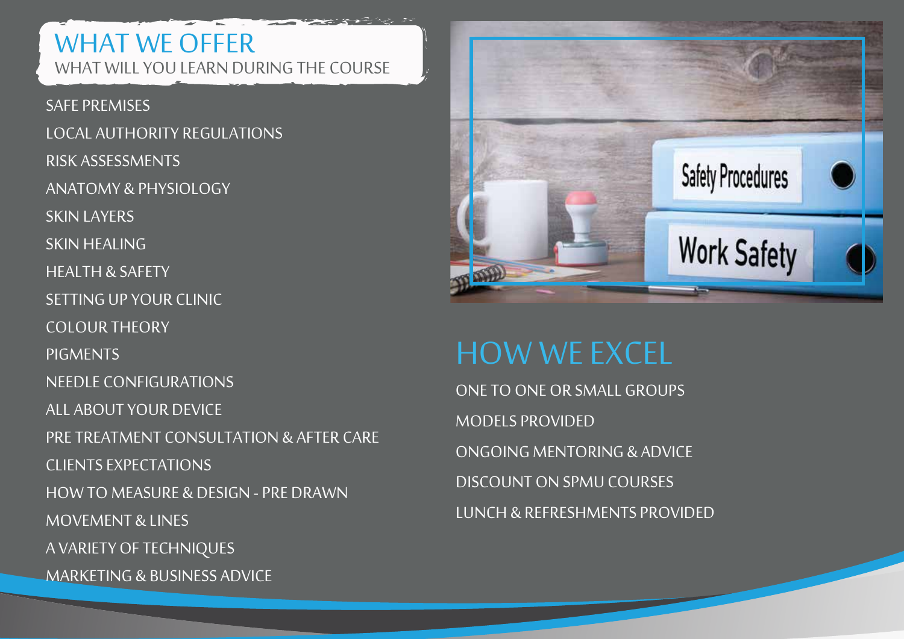# WHAT WE OFFER

## WHAT WILL YOU LEARN DURING THE COURSE

- SAFE PREMISES
- LOCAL AUTHORITY REGULATIONS
- RISK ASSESSMENTS
- ANATOMY & PHYSIOLOGY
- SKIN LAYERS
- SKIN HEALING
- HEALTH & SAFETY
- SETTING UP YOUR CLINIC
- COLOUR THEORY
- PIGMENTS
- NEEDLE CONFIGURATIONS
- ALL ABOUT YOUR DEVICE
- PRE TREATMENT CONSULTATION & AFTER CARE
- CLIENTS EXPECTATIONS
- HOW TO MEASURE & DESIGN - PRE DRAWN
- MOVEMENT & LINES
- A VARIETY OF TECHNIQUES
- MARKETING & BUSINESS ADVICE

# HOW WE EXCEL

- ONE TO ONE OR SMALL GROUPS
- MODELS PROVIDED
- ONGOING MENTORING & ADVICE
- DISCOUNT ON SPMU COURSES
- LUNCH & REFRESHMENTS PROVIDED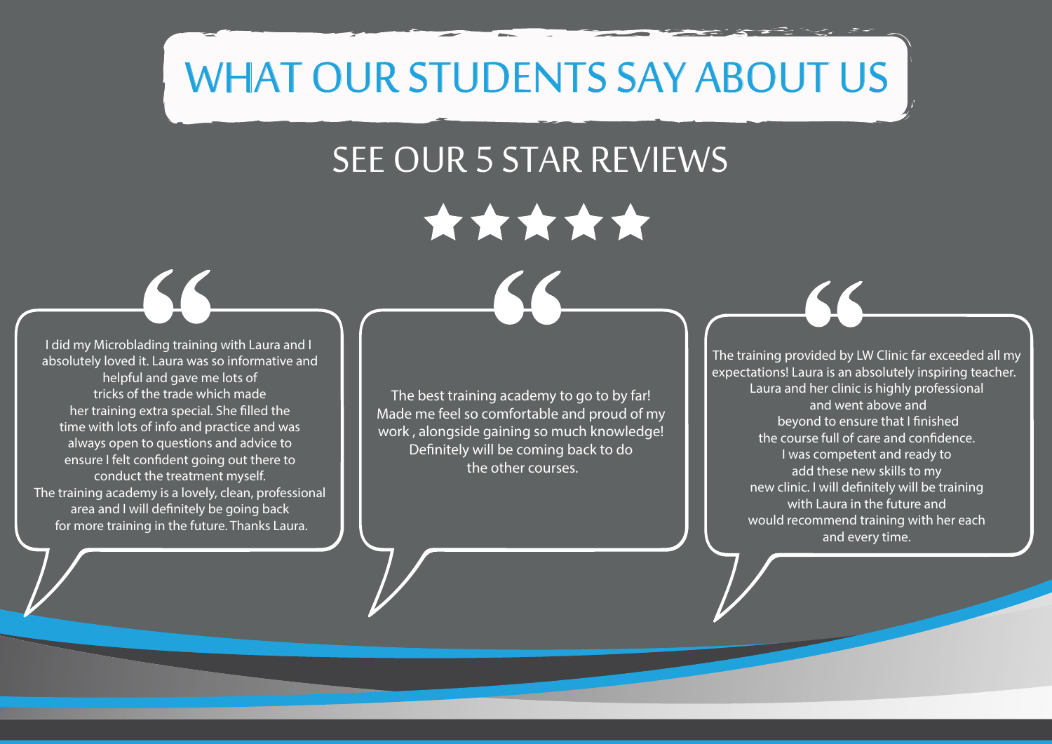# WHAT OUR STUDENTS SAY ABOUT US

## SEE OUR 5 STAR REVIEWS

★★★★★

"I did my Microblading training with Laura and I absolutely loved it. Laura was so informative and helpful and gave me lots of tricks of the trade which made her training extra special. She filled the time with lots of info and practice and was always open to questions and advice to ensure I felt confident going out there to conduct the treatment myself.
The training academy is a lovely, clean, professional area and I will definitely be going back for more training in the future. Thanks Laura.

"The best training academy to go to by far! Made me feel so comfortable and proud of my work , alongside gaining so much knowledge! Definitely will be coming back to do the other courses.

"The training provided by LW Clinic far exceeded all my expectations! Laura is an absolutely inspiring teacher. Laura and her clinic is highly professional and went above and beyond to ensure that I finished the course full of care and confidence. I was competent and ready to add these new skills to my new clinic. I will definitely will be training with Laura in the future and would recommend training with her each and every time.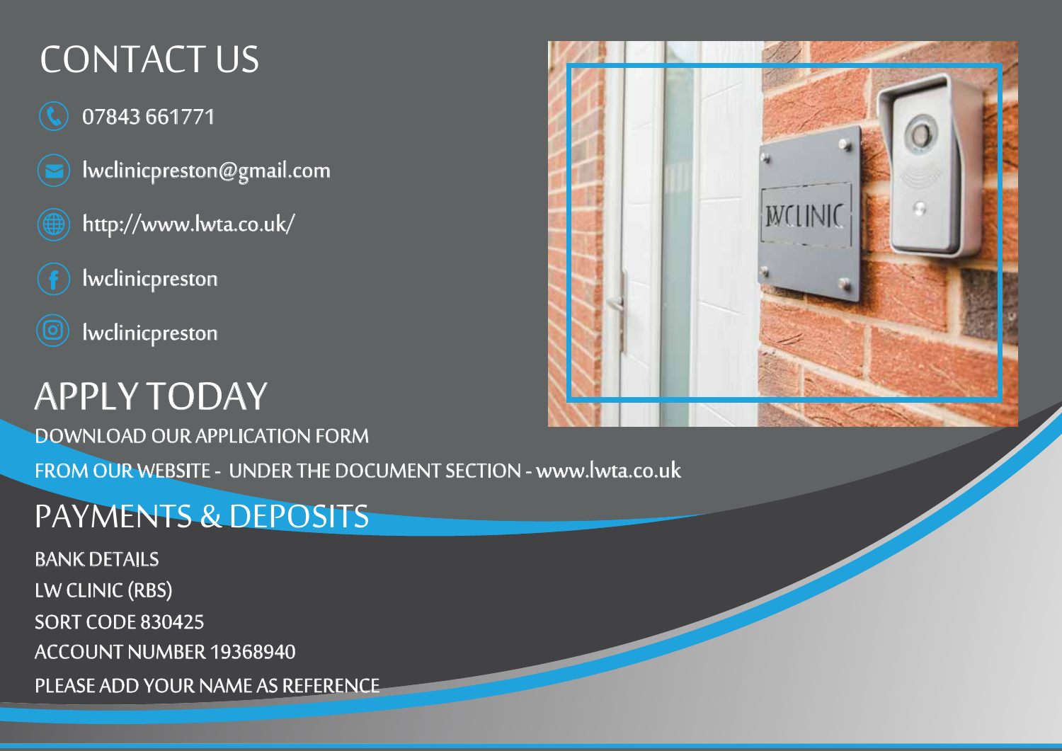# CONTACT US

07843 661771

lwclinicpreston@gmail.com

http://www.lwta.co.uk/

lwclinicpreston

lwclinicpreston

# APPLY TODAY

DOWNLOAD OUR APPLICATION FORM

FROM OUR WEBSITE - UNDER THE DOCUMENT SECTION - www.lwta.co.uk

# PAYMENTS & DEPOSITS

BANK DETAILS

LW CLINIC (RBS)

SORT CODE 830425

ACCOUNT NUMBER 19368940

PLEASE ADD YOUR NAME AS REFERENCE